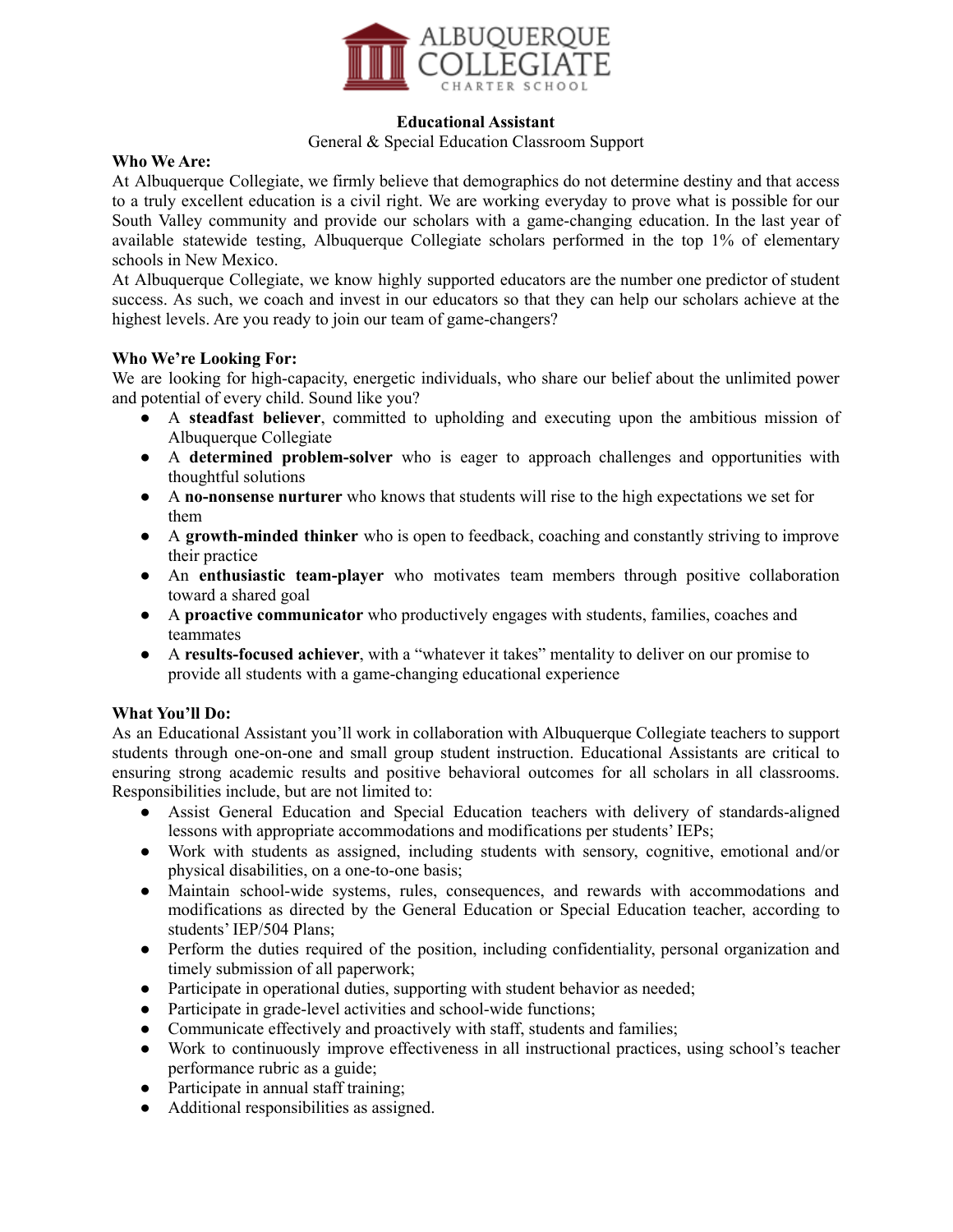# Educational Assistant

General & Special Education Classroom Support

**Who We Are:**

At Albuquerque Collegiate, we firmly believe that demographics do not determine destiny and that access to a truly excellent education is a civil right. We are working everyday to prove what is possible for our South Valley community and provide our scholars with a game-changing education. In the last year of available statewide testing, Albuquerque Collegiate scholars performed in the top 1% of elementary schools in New Mexico.

At Albuquerque Collegiate, we know highly supported educators are the number one predictor of student success. As such, we coach and invest in our educators so that they can help our scholars achieve at the highest levels. Are you ready to join our team of game-changers?

**Who We're Looking For:**

We are looking for high-capacity, energetic individuals, who share our belief about the unlimited power and potential of every child. Sound like you?

- A **steadfast believer**, committed to upholding and executing upon the ambitious mission of Albuquerque Collegiate
- A **determined problem-solver** who is eager to approach challenges and opportunities with thoughtful solutions
- A **no-nonsense nurturer** who knows that students will rise to the high expectations we set for them
- A **growth-minded thinker** who is open to feedback, coaching and constantly striving to improve their practice
- An **enthusiastic team-player** who motivates team members through positive collaboration toward a shared goal
- A **proactive communicator** who productively engages with students, families, coaches and teammates
- A **results-focused achiever**, with a "whatever it takes" mentality to deliver on our promise to provide all students with a game-changing educational experience

**What You'll Do:**

As an Educational Assistant you'll work in collaboration with Albuquerque Collegiate teachers to support students through one-on-one and small group student instruction. Educational Assistants are critical to ensuring strong academic results and positive behavioral outcomes for all scholars in all classrooms. Responsibilities include, but are not limited to:

- Assist General Education and Special Education teachers with delivery of standards-aligned lessons with appropriate accommodations and modifications per students' IEPs;
- Work with students as assigned, including students with sensory, cognitive, emotional and/or physical disabilities, on a one-to-one basis;
- Maintain school-wide systems, rules, consequences, and rewards with accommodations and modifications as directed by the General Education or Special Education teacher, according to students' IEP/504 Plans;
- Perform the duties required of the position, including confidentiality, personal organization and timely submission of all paperwork;
- Participate in operational duties, supporting with student behavior as needed;
- Participate in grade-level activities and school-wide functions;
- Communicate effectively and proactively with staff, students and families;
- Work to continuously improve effectiveness in all instructional practices, using school's teacher performance rubric as a guide;
- Participate in annual staff training;
- Additional responsibilities as assigned.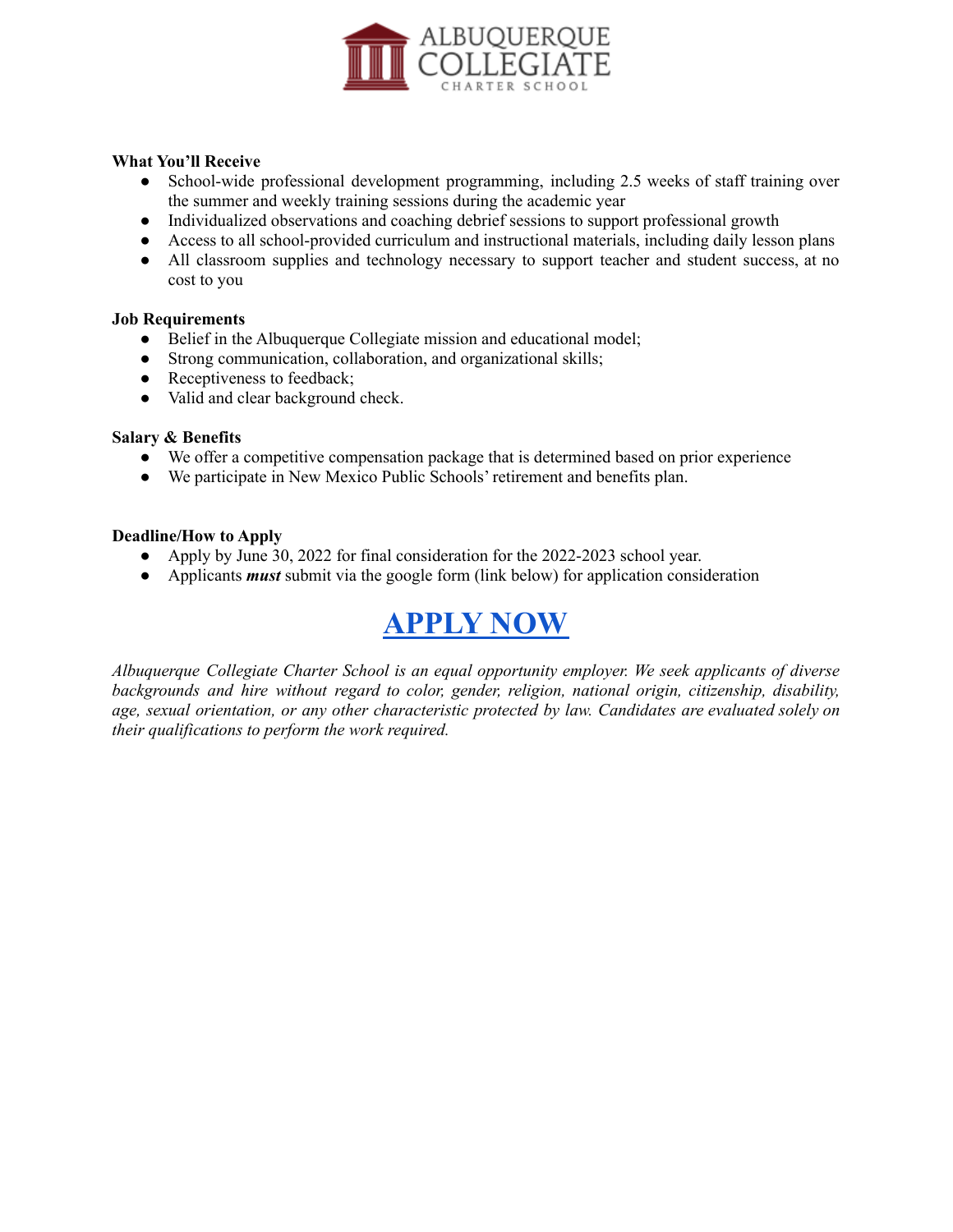**What You'll Receive**

- School-wide professional development programming, including 2.5 weeks of staff training over the summer and weekly training sessions during the academic year
- Individualized observations and coaching debrief sessions to support professional growth
- Access to all school-provided curriculum and instructional materials, including daily lesson plans
- All classroom supplies and technology necessary to support teacher and student success, at no cost to you

**Job Requirements**

- Belief in the Albuquerque Collegiate mission and educational model;
- Strong communication, collaboration, and organizational skills;
- Receptiveness to feedback;
- Valid and clear background check.

**Salary & Benefits**

- We offer a competitive compensation package that is determined based on prior experience
- We participate in New Mexico Public Schools' retirement and benefits plan.

**Deadline/How to Apply**

- Apply by June 30, 2022 for final consideration for the 2022-2023 school year.
- Applicants ***must*** submit via the google form (link below) for application consideration

# APPLY NOW

*Albuquerque Collegiate Charter School is an equal opportunity employer. We seek applicants of diverse backgrounds and hire without regard to color, gender, religion, national origin, citizenship, disability, age, sexual orientation, or any other characteristic protected by law. Candidates are evaluated solely on their qualifications to perform the work required.*